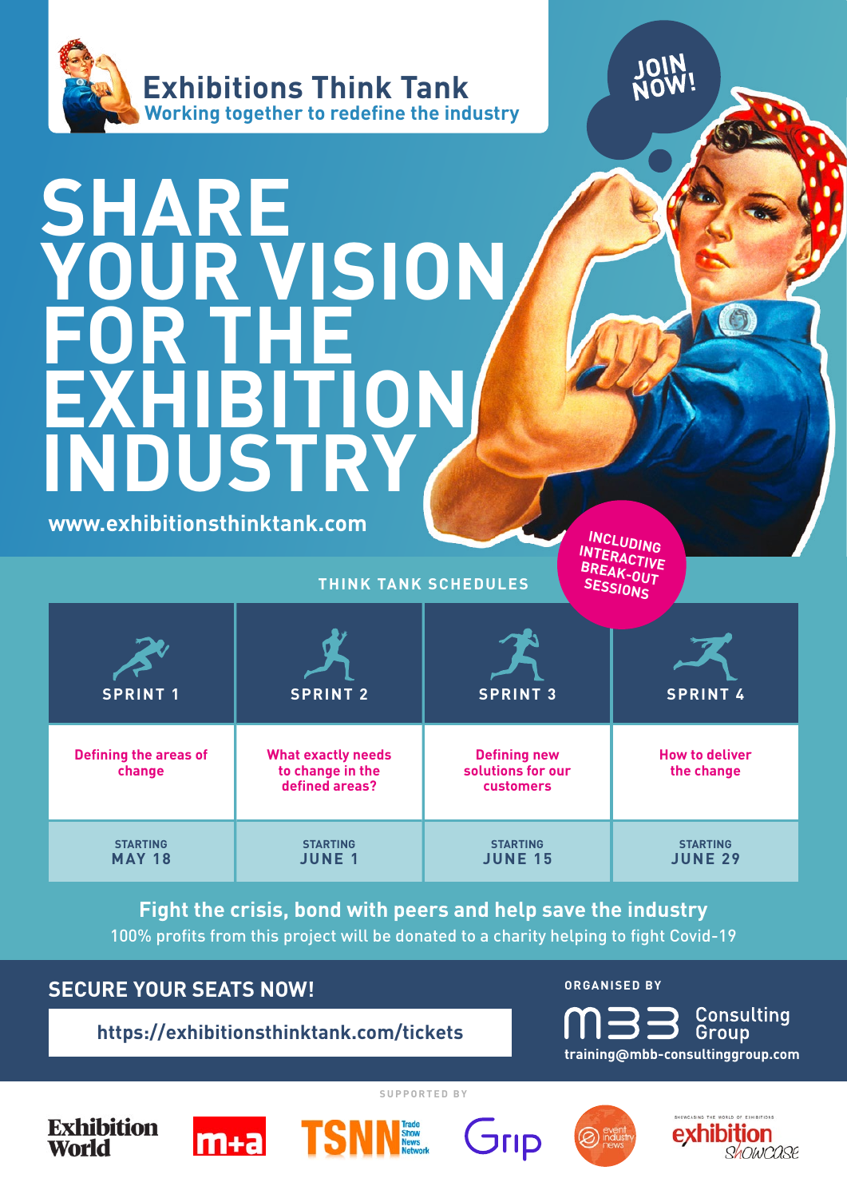# Exhibitions Think Tank

Working together to redefine the industry

JOIN NOW!

# SHARE YOUR VISION FOR THE EXHIBITION INDUSTRY

www.exhibitionsthinktank.com

INCLUDING INTERACTIVE BREAK-OUT SESSIONS

## THINK TANK SCHEDULES

| SPRINT 1 | SPRINT 2 | SPRINT 3 | SPRINT 4 |
|---|---|---|---|
| Defining the areas of change | What exactly needs to change in the defined areas? | Defining new solutions for our customers | How to deliver the change |
| STARTING MAY 18 | STARTING JUNE 1 | STARTING JUNE 15 | STARTING JUNE 29 |

**Fight the crisis, bond with peers and help save the industry**

100% profits from this project will be donated to a charity helping to fight Covid-19

## SECURE YOUR SEATS NOW!

https://exhibitionsthinktank.com/tickets

ORGANISED BY

MBB Consulting Group

training@mbb-consultinggroup.com

SUPPORTED BY

Exhibition World | m+a | TSNN Trade Show News Network | Grip | event industry news | exhibition showcase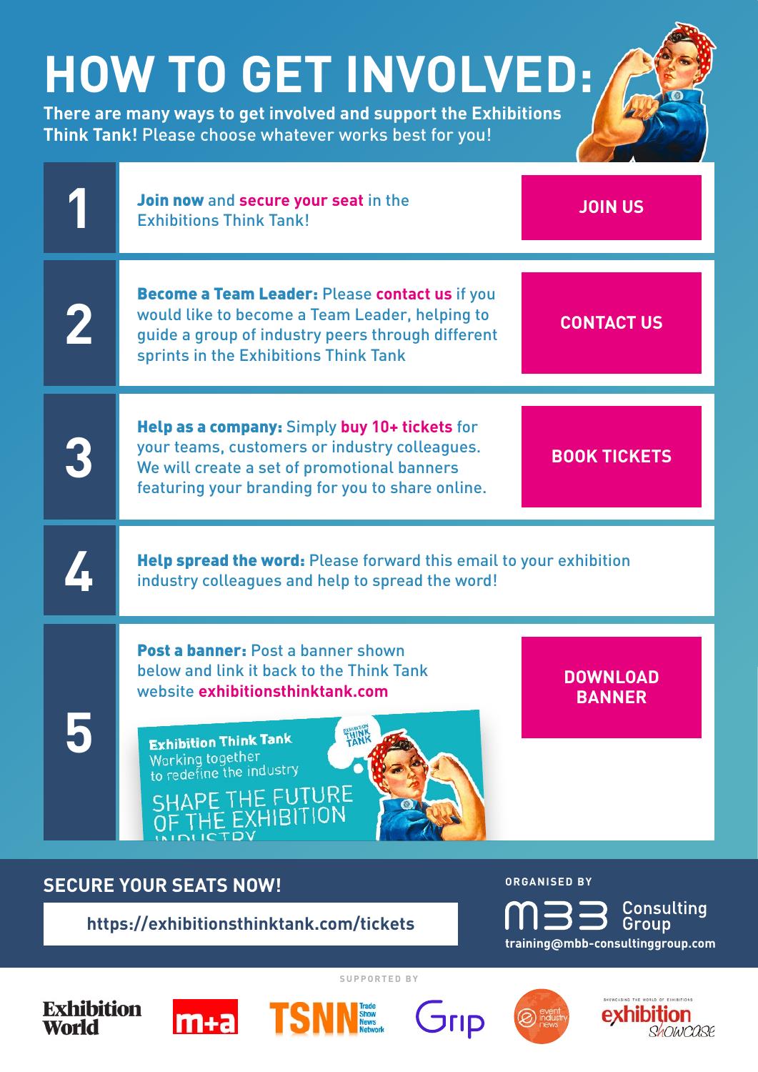# HOW TO GET INVOLVED:

**There are many ways to get involved and support the Exhibitions Think Tank!** Please choose whatever works best for you!

**1** — **Join now** and **secure your seat** in the Exhibitions Think Tank!

JOIN US

**2** — **Become a Team Leader:** Please **contact us** if you would like to become a Team Leader, helping to guide a group of industry peers through different sprints in the Exhibitions Think Tank

CONTACT US

**3** — **Help as a company:** Simply **buy 10+ tickets** for your teams, customers or industry colleagues. We will create a set of promotional banners featuring your branding for you to share online.

BOOK TICKETS

**4** — **Help spread the word:** Please forward this email to your exhibition industry colleagues and help to spread the word!

**5** — **Post a banner:** Post a banner shown below and link it back to the Think Tank website **exhibitionsthinktank.com**

DOWNLOAD BANNER

Exhibition Think Tank
Working together to redefine the industry
SHAPE THE FUTURE OF THE EXHIBITION INDUSTRY

## SECURE YOUR SEATS NOW!

https://exhibitionsthinktank.com/tickets

ORGANISED BY

MBB Consulting Group
training@mbb-consultinggroup.com

SUPPORTED BY

Exhibition World · m+a · TSNN Trade Show News Network · Grip · event industry news · exhibition showcase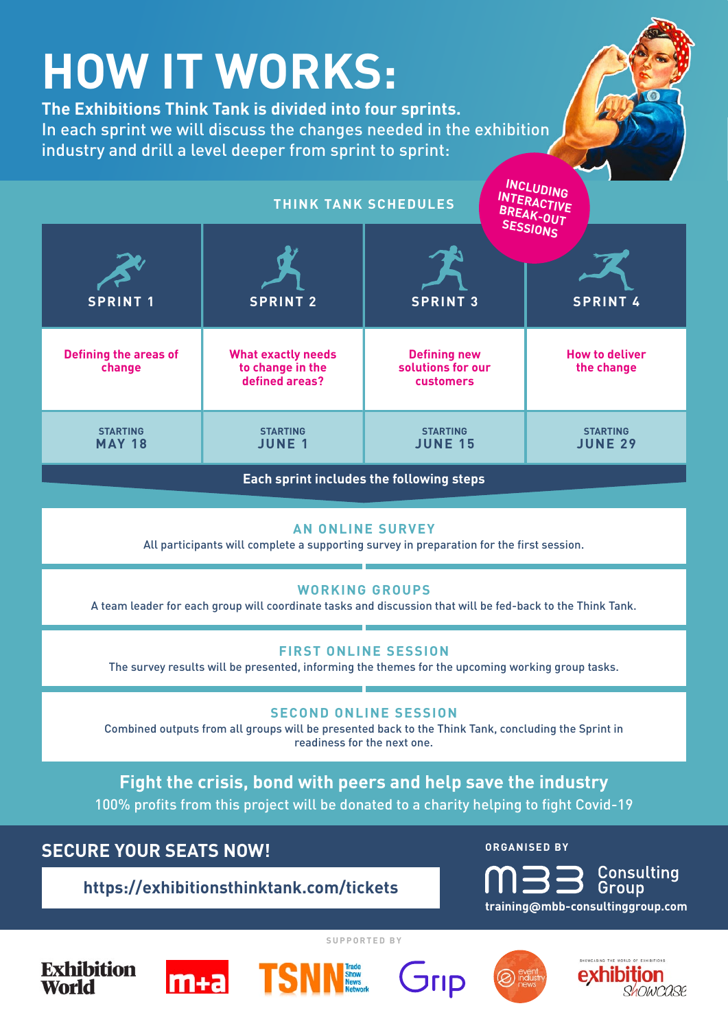# HOW IT WORKS:

**The Exhibitions Think Tank is divided into four sprints.**
In each sprint we will discuss the changes needed in the exhibition industry and drill a level deeper from sprint to sprint:

**INCLUDING INTERACTIVE BREAK-OUT SESSIONS**

## THINK TANK SCHEDULES

| SPRINT 1 | SPRINT 2 | SPRINT 3 | SPRINT 4 |
|---|---|---|---|
| Defining the areas of change | What exactly needs to change in the defined areas? | Defining new solutions for our customers | How to deliver the change |
| STARTING MAY 18 | STARTING JUNE 1 | STARTING JUNE 15 | STARTING JUNE 29 |

**Each sprint includes the following steps**

### AN ONLINE SURVEY
All participants will complete a supporting survey in preparation for the first session.

### WORKING GROUPS
A team leader for each group will coordinate tasks and discussion that will be fed-back to the Think Tank.

### FIRST ONLINE SESSION
The survey results will be presented, informing the themes for the upcoming working group tasks.

### SECOND ONLINE SESSION
Combined outputs from all groups will be presented back to the Think Tank, concluding the Sprint in readiness for the next one.

**Fight the crisis, bond with peers and help save the industry**
100% profits from this project will be donated to a charity helping to fight Covid-19

## SECURE YOUR SEATS NOW!

https://exhibitionsthinktank.com/tickets

ORGANISED BY

MBB Consulting Group
training@mbb-consultinggroup.com

SUPPORTED BY

Exhibition World | m+a | TSNN Trade Show News Network | Grip | event industry news | exhibition showcase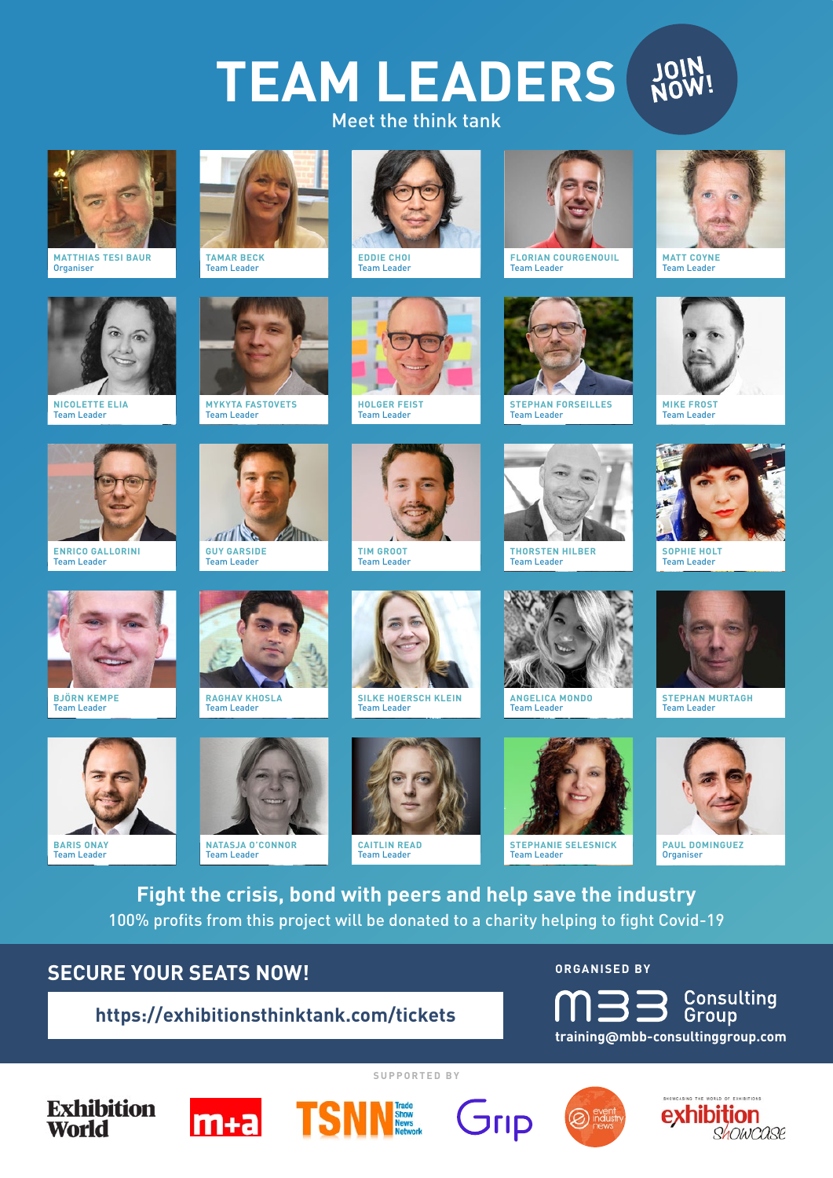# TEAM LEADERS

JOIN NOW!

Meet the think tank

MATTHIAS TESI BAUR
Organiser

TAMAR BECK
Team Leader

EDDIE CHOI
Team Leader

FLORIAN COURGENOUIL
Team Leader

MATT COYNE
Team Leader

NICOLETTE ELIA
Team Leader

MYKYTA FASTOVETS
Team Leader

HOLGER FEIST
Team Leader

STEPHAN FORSEILLES
Team Leader

MIKE FROST
Team Leader

ENRICO GALLORINI
Team Leader

GUY GARSIDE
Team Leader

TIM GROOT
Team Leader

THORSTEN HILBER
Team Leader

SOPHIE HOLT
Team Leader

BJÖRN KEMPE
Team Leader

RAGHAV KHOSLA
Team Leader

SILKE HOERSCH KLEIN
Team Leader

ANGELICA MONDO
Team Leader

STEPHAN MURTAGH
Team Leader

BARIS ONAY
Team Leader

NATASJA O'CONNOR
Team Leader

CAITLIN READ
Team Leader

STEPHANIE SELESNICK
Team Leader

PAUL DOMINGUEZ
Organiser

**Fight the crisis, bond with peers and help save the industry**

100% profits from this project will be donated to a charity helping to fight Covid-19

## SECURE YOUR SEATS NOW!

https://exhibitionsthinktank.com/tickets

ORGANISED BY

MBB Consulting Group

training@mbb-consultinggroup.com

SUPPORTED BY

Exhibition World | m+a | TSNN Trade Show News Network | Grip | event industry news | exhibition showcase